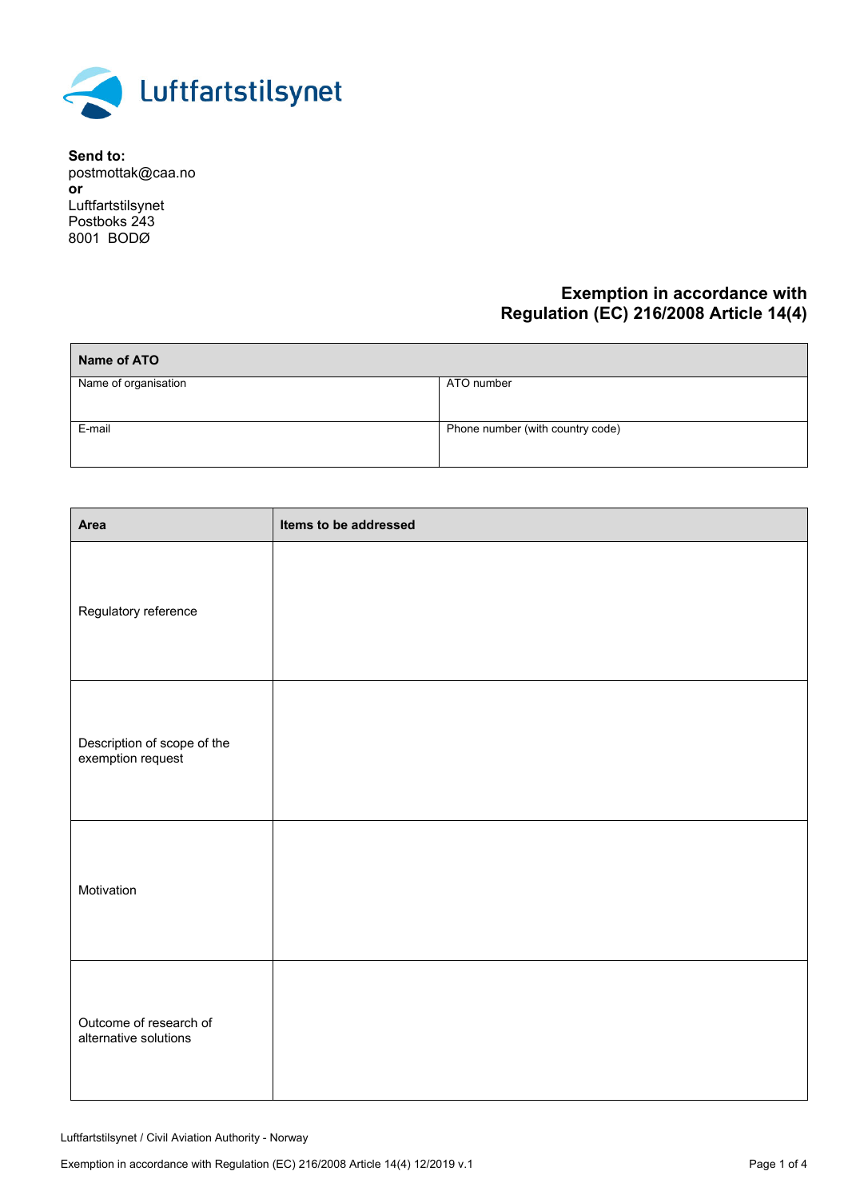Luftfartstilsynet

**Send to:**
postmottak@caa.no
**or**
Luftfartstilsynet
Postboks 243
8001 BODØ

## Exemption in accordance with Regulation (EC) 216/2008 Article 14(4)

| **Name of ATO** | |
|---|---|
| Name of organisation | ATO number |
| E-mail | Phone number (with country code) |

| **Area** | **Items to be addressed** |
|---|---|
| Regulatory reference | |
| Description of scope of the exemption request | |
| Motivation | |
| Outcome of research of alternative solutions | |

Luftfartstilsynet / Civil Aviation Authority - Norway

Exemption in accordance with Regulation (EC) 216/2008 Article 14(4) 12/2019 v.1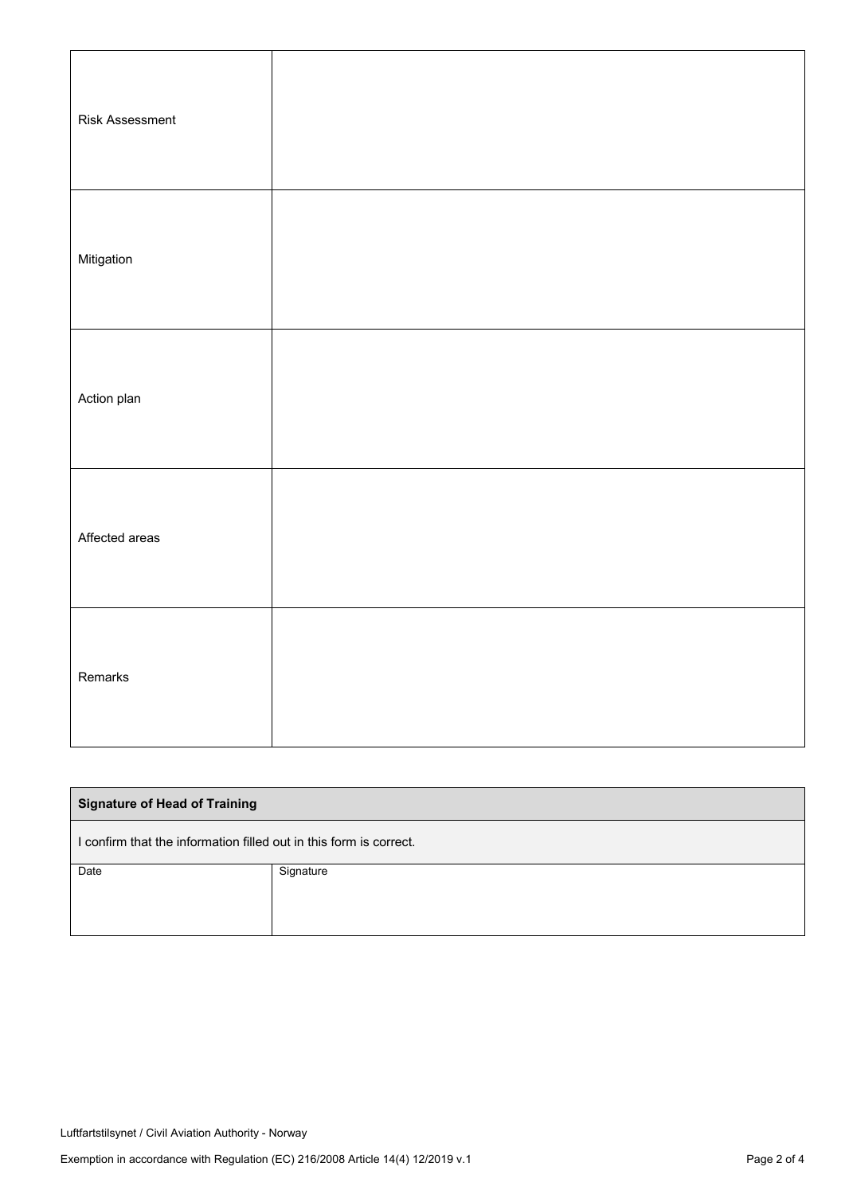| | |
|---|---|
| Risk Assessment | |
| Mitigation | |
| Action plan | |
| Affected areas | |
| Remarks | |

| **Signature of Head of Training** | |
|---|---|
| I confirm that the information filled out in this form is correct. | |
| Date | Signature |
| | |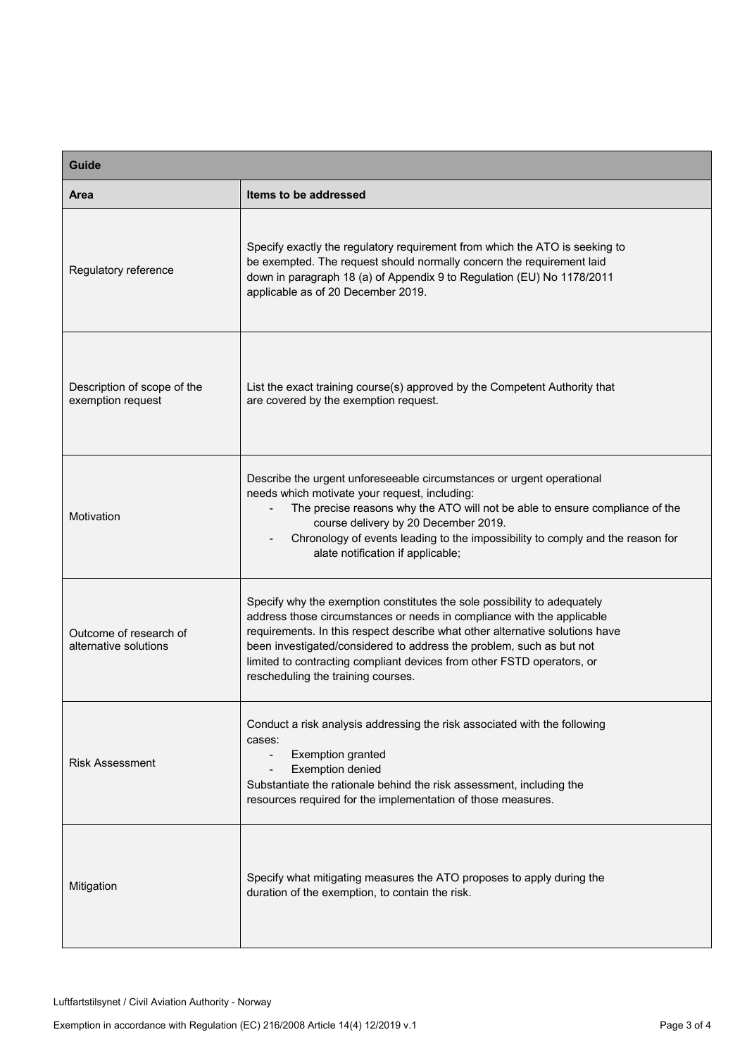| Guide | |
|---|---|
| **Area** | **Items to be addressed** |
| Regulatory reference | Specify exactly the regulatory requirement from which the ATO is seeking to be exempted. The request should normally concern the requirement laid down in paragraph 18 (a) of Appendix 9 to Regulation (EU) No 1178/2011 applicable as of 20 December 2019. |
| Description of scope of the exemption request | List the exact training course(s) approved by the Competent Authority that are covered by the exemption request. |
| Motivation | Describe the urgent unforeseeable circumstances or urgent operational needs which motivate your request, including:<br>- The precise reasons why the ATO will not be able to ensure compliance of the course delivery by 20 December 2019.<br>- Chronology of events leading to the impossibility to comply and the reason for alate notification if applicable; |
| Outcome of research of alternative solutions | Specify why the exemption constitutes the sole possibility to adequately address those circumstances or needs in compliance with the applicable requirements. In this respect describe what other alternative solutions have been investigated/considered to address the problem, such as but not limited to contracting compliant devices from other FSTD operators, or rescheduling the training courses. |
| Risk Assessment | Conduct a risk analysis addressing the risk associated with the following cases:<br>- Exemption granted<br>- Exemption denied<br>Substantiate the rationale behind the risk assessment, including the resources required for the implementation of those measures. |
| Mitigation | Specify what mitigating measures the ATO proposes to apply during the duration of the exemption, to contain the risk. |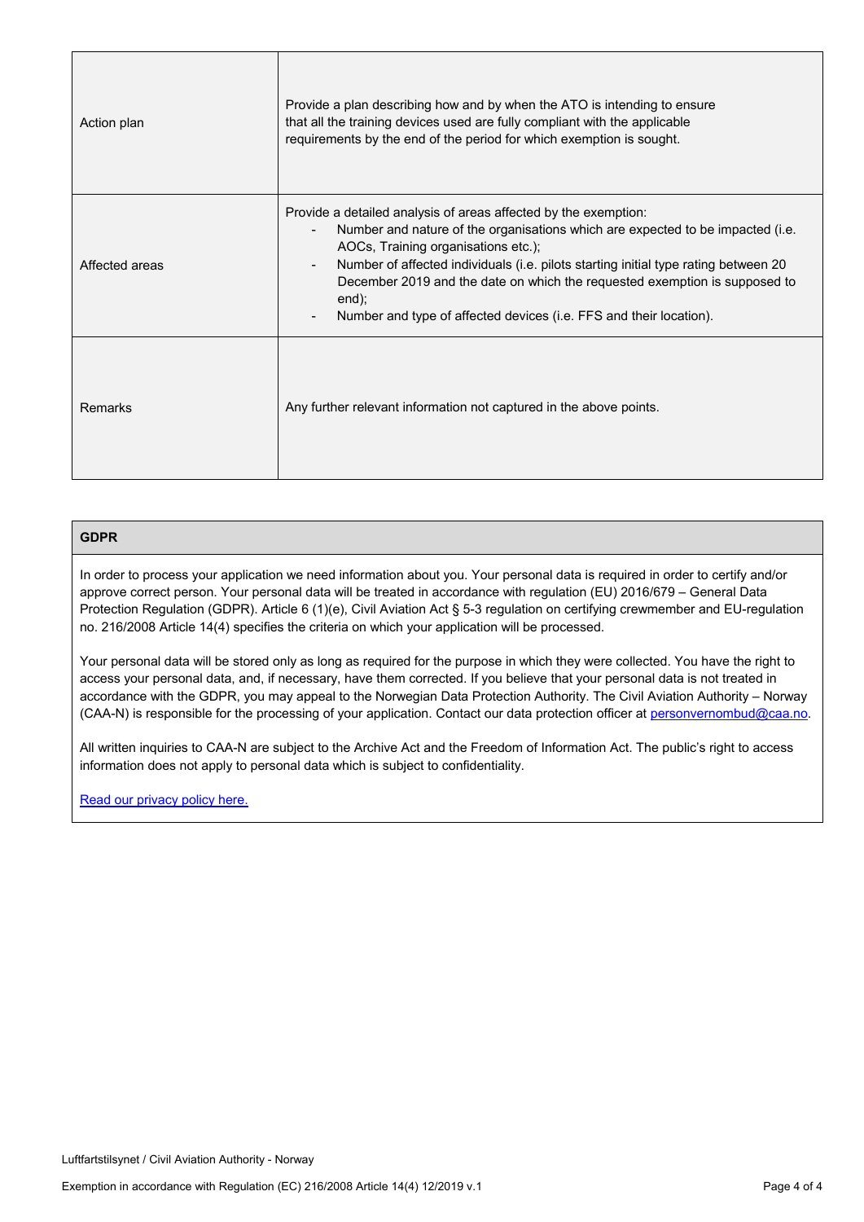| | |
|---|---|
| Action plan | Provide a plan describing how and by when the ATO is intending to ensure that all the training devices used are fully compliant with the applicable requirements by the end of the period for which exemption is sought. |
| Affected areas | Provide a detailed analysis of areas affected by the exemption:<br>- Number and nature of the organisations which are expected to be impacted (i.e. AOCs, Training organisations etc.);<br>- Number of affected individuals (i.e. pilots starting initial type rating between 20 December 2019 and the date on which the requested exemption is supposed to end);<br>- Number and type of affected devices (i.e. FFS and their location). |
| Remarks | Any further relevant information not captured in the above points. |

**GDPR**

In order to process your application we need information about you. Your personal data is required in order to certify and/or approve correct person. Your personal data will be treated in accordance with regulation (EU) 2016/679 – General Data Protection Regulation (GDPR). Article 6 (1)(e), Civil Aviation Act § 5-3 regulation on certifying crewmember and EU-regulation no. 216/2008 Article 14(4) specifies the criteria on which your application will be processed.

Your personal data will be stored only as long as required for the purpose in which they were collected. You have the right to access your personal data, and, if necessary, have them corrected. If you believe that your personal data is not treated in accordance with the GDPR, you may appeal to the Norwegian Data Protection Authority. The Civil Aviation Authority – Norway (CAA-N) is responsible for the processing of your application. Contact our data protection officer at personvernombud@caa.no.

All written inquiries to CAA-N are subject to the Archive Act and the Freedom of Information Act. The public's right to access information does not apply to personal data which is subject to confidentiality.

Read our privacy policy here.